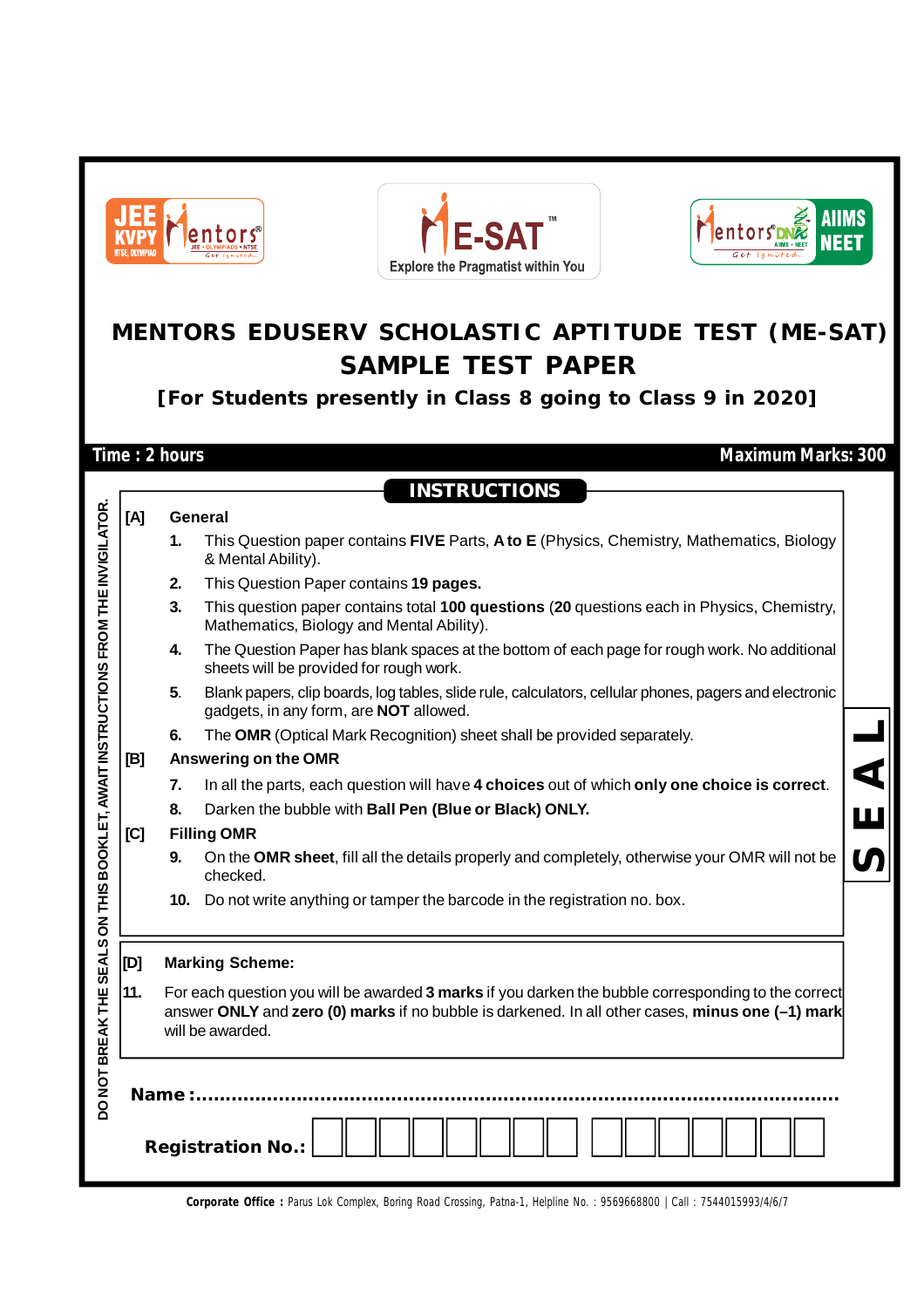# MENTORS EDUSERV SCHOLASTIC APTITUDE TEST (ME-SAT)

## SAMPLE TEST PAPER

**[For Students presently in Class 8 going to Class 9 in 2020]**

**Time : 2 hours** | **Maximum Marks: 300**

## INSTRUCTIONS

**[A] General**

1. This Question paper contains **FIVE** Parts, **A to E** (Physics, Chemistry, Mathematics, Biology & Mental Ability).
2. This Question Paper contains **19 pages.**
3. This question paper contains total **100 questions** (**20** questions each in Physics, Chemistry, Mathematics, Biology and Mental Ability).
4. The Question Paper has blank spaces at the bottom of each page for rough work. No additional sheets will be provided for rough work.
5. Blank papers, clip boards, log tables, slide rule, calculators, cellular phones, pagers and electronic gadgets, in any form, are **NOT** allowed.
6. The **OMR** (Optical Mark Recognition) sheet shall be provided separately.

**[B] Answering on the OMR**

7. In all the parts, each question will have **4 choices** out of which **only one choice is correct**.
8. Darken the bubble with **Ball Pen (Blue or Black) ONLY.**

**[C] Filling OMR**

9. On the **OMR sheet**, fill all the details properly and completely, otherwise your OMR will not be checked.
10. Do not write anything or tamper the barcode in the registration no. box.

**[D] Marking Scheme:**

11. For each question you will be awarded **3 marks** if you darken the bubble corresponding to the correct answer **ONLY** and **zero (0) marks** if no bubble is darkened. In all other cases, **minus one (–1) mark** will be awarded.

DO NOT BREAK THE SEALS ON THIS BOOKLET, AWAIT INSTRUCTIONS FROM THE INVIGILATOR.

SEAL

**Name :**.......................................................................................................

**Registration No.:**

Corporate Office : Parus Lok Complex, Boring Road Crossing, Patna-1, Helpline No. : 9569668800 | Call : 7544015993/4/6/7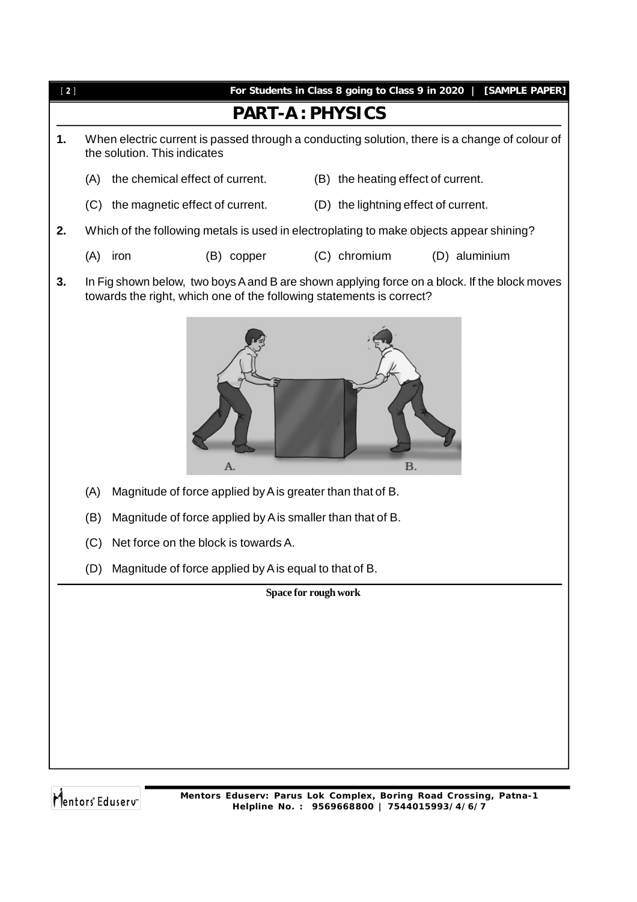# PART-A : PHYSICS

**1.** When electric current is passed through a conducting solution, there is a change of colour of the solution. This indicates

(A) the chemical effect of current.

(B) the heating effect of current.

(C) the magnetic effect of current.

(D) the lightning effect of current.

**2.** Which of the following metals is used in electroplating to make objects appear shining?

(A) iron (B) copper (C) chromium (D) aluminium

**3.** In Fig shown below, two boys A and B are shown applying force on a block. If the block moves towards the right, which one of the following statements is correct?

(A) Magnitude of force applied by A is greater than that of B.

(B) Magnitude of force applied by A is smaller than that of B.

(C) Net force on the block is towards A.

(D) Magnitude of force applied by A is equal to that of B.

**Space for rough work**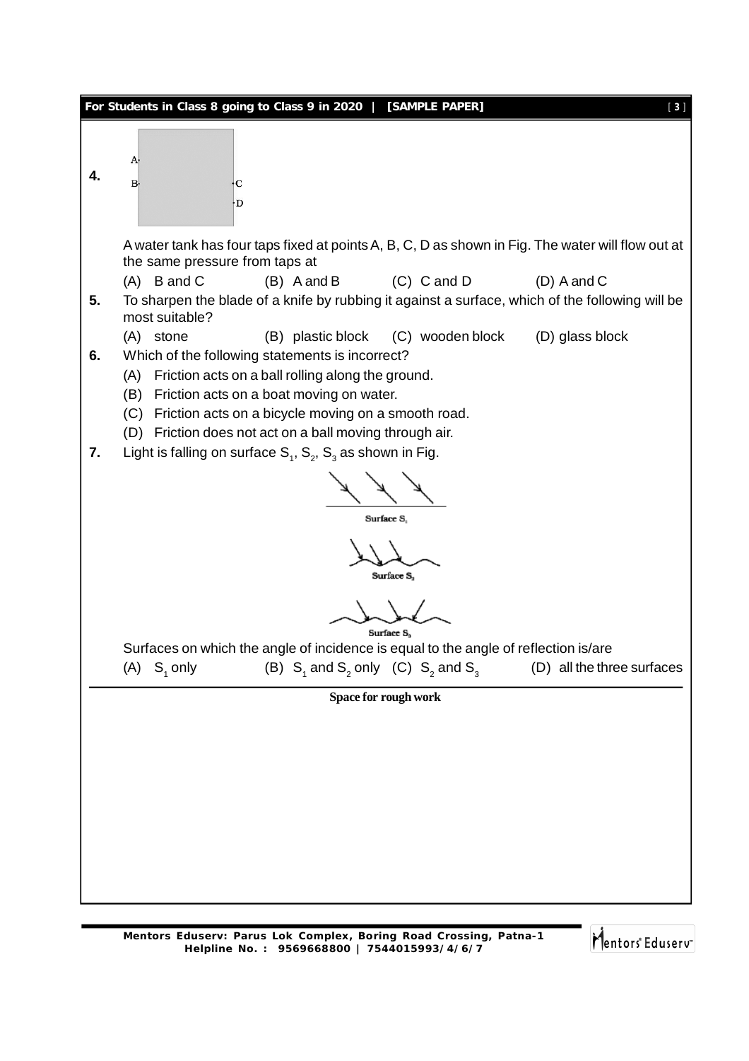4. A water tank has four taps fixed at points A, B, C, D as shown in Fig. The water will flow out at the same pressure from taps at

   (A) B and C (B) A and B (C) C and D (D) A and C

5. To sharpen the blade of a knife by rubbing it against a surface, which of the following will be most suitable?

   (A) stone (B) plastic block (C) wooden block (D) glass block

6. Which of the following statements is incorrect?

   (A) Friction acts on a ball rolling along the ground.
   (B) Friction acts on a boat moving on water.
   (C) Friction acts on a bicycle moving on a smooth road.
   (D) Friction does not act on a ball moving through air.

7. Light is falling on surface $S_1$, $S_2$, $S_3$ as shown in Fig.

   Surface $S_1$

   Surface $S_2$

   Surface $S_3$

   Surfaces on which the angle of incidence is equal to the angle of reflection is/are

   (A) $S_1$ only (B) $S_1$ and $S_2$ only (C) $S_2$ and $S_3$ (D) all the three surfaces

**Space for rough work**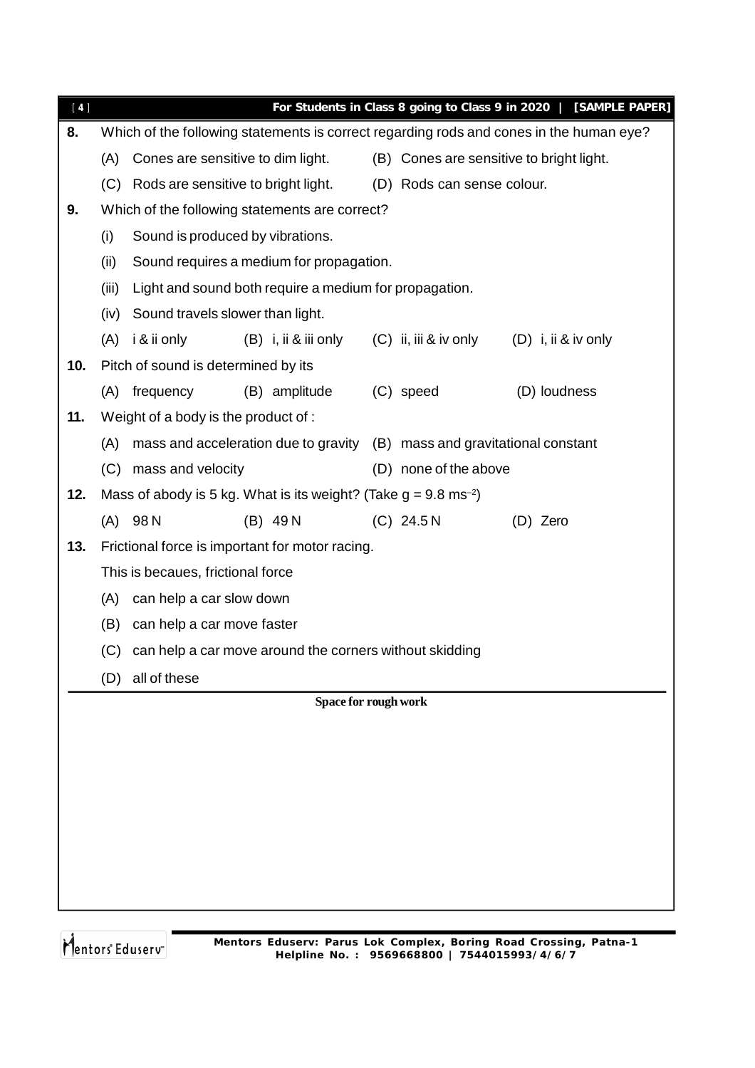**8.** Which of the following statements is correct regarding rods and cones in the human eye?

(A) Cones are sensitive to dim light.  (B) Cones are sensitive to bright light.

(C) Rods are sensitive to bright light.  (D) Rods can sense colour.

**9.** Which of the following statements are correct?

(i) Sound is produced by vibrations.

(ii) Sound requires a medium for propagation.

(iii) Light and sound both require a medium for propagation.

(iv) Sound travels slower than light.

(A) i & ii only  (B) i, ii & iii only  (C) ii, iii & iv only  (D) i, ii & iv only

**10.** Pitch of sound is determined by its

(A) frequency  (B) amplitude  (C) speed  (D) loudness

**11.** Weight of a body is the product of :

(A) mass and acceleration due to gravity  (B) mass and gravitational constant

(C) mass and velocity  (D) none of the above

**12.** Mass of abody is 5 kg. What is its weight? (Take $g = 9.8\ ms^{-2}$)

(A) 98 N  (B) 49 N  (C) 24.5 N  (D) Zero

**13.** Frictional force is important for motor racing.

This is becaues, frictional force

(A) can help a car slow down

(B) can help a car move faster

(C) can help a car move around the corners without skidding

(D) all of these

**Space for rough work**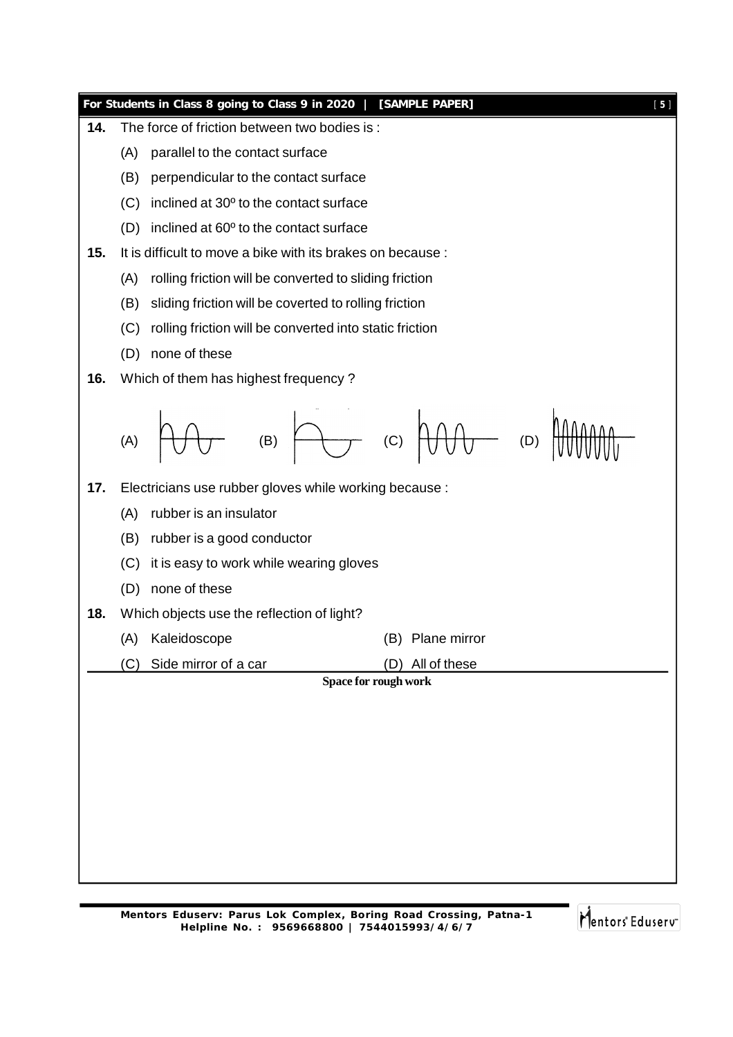**14.** The force of friction between two bodies is :

(A) parallel to the contact surface

(B) perpendicular to the contact surface

(C) inclined at 30º to the contact surface

(D) inclined at 60º to the contact surface

**15.** It is difficult to move a bike with its brakes on because :

(A) rolling friction will be converted to sliding friction

(B) sliding friction will be coverted to rolling friction

(C) rolling friction will be converted into static friction

(D) none of these

**16.** Which of them has highest frequency ?

(A) (B) (C) (D)

**17.** Electricians use rubber gloves while working because :

(A) rubber is an insulator

(B) rubber is a good conductor

(C) it is easy to work while wearing gloves

(D) none of these

**18.** Which objects use the reflection of light?

(A) Kaleidoscope (B) Plane mirror

(C) Side mirror of a car (D) All of these

**Space for rough work**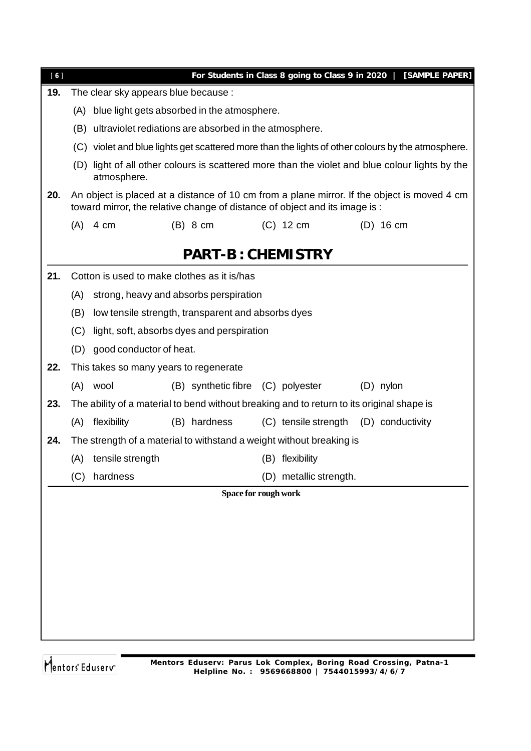**19.** The clear sky appears blue because :

(A) blue light gets absorbed in the atmosphere.

(B) ultraviolet rediations are absorbed in the atmosphere.

(C) violet and blue lights get scattered more than the lights of other colours by the atmosphere.

(D) light of all other colours is scattered more than the violet and blue colour lights by the atmosphere.

**20.** An object is placed at a distance of 10 cm from a plane mirror. If the object is moved 4 cm toward mirror, the relative change of distance of object and its image is :

(A) 4 cm (B) 8 cm (C) 12 cm (D) 16 cm

## PART-B : CHEMISTRY

**21.** Cotton is used to make clothes as it is/has

(A) strong, heavy and absorbs perspiration

(B) low tensile strength, transparent and absorbs dyes

(C) light, soft, absorbs dyes and perspiration

(D) good conductor of heat.

**22.** This takes so many years to regenerate

(A) wool (B) synthetic fibre (C) polyester (D) nylon

**23.** The ability of a material to bend without breaking and to return to its original shape is

(A) flexibility (B) hardness (C) tensile strength (D) conductivity

**24.** The strength of a material to withstand a weight without breaking is

(A) tensile strength (B) flexibility

(C) hardness (D) metallic strength.

Space for rough work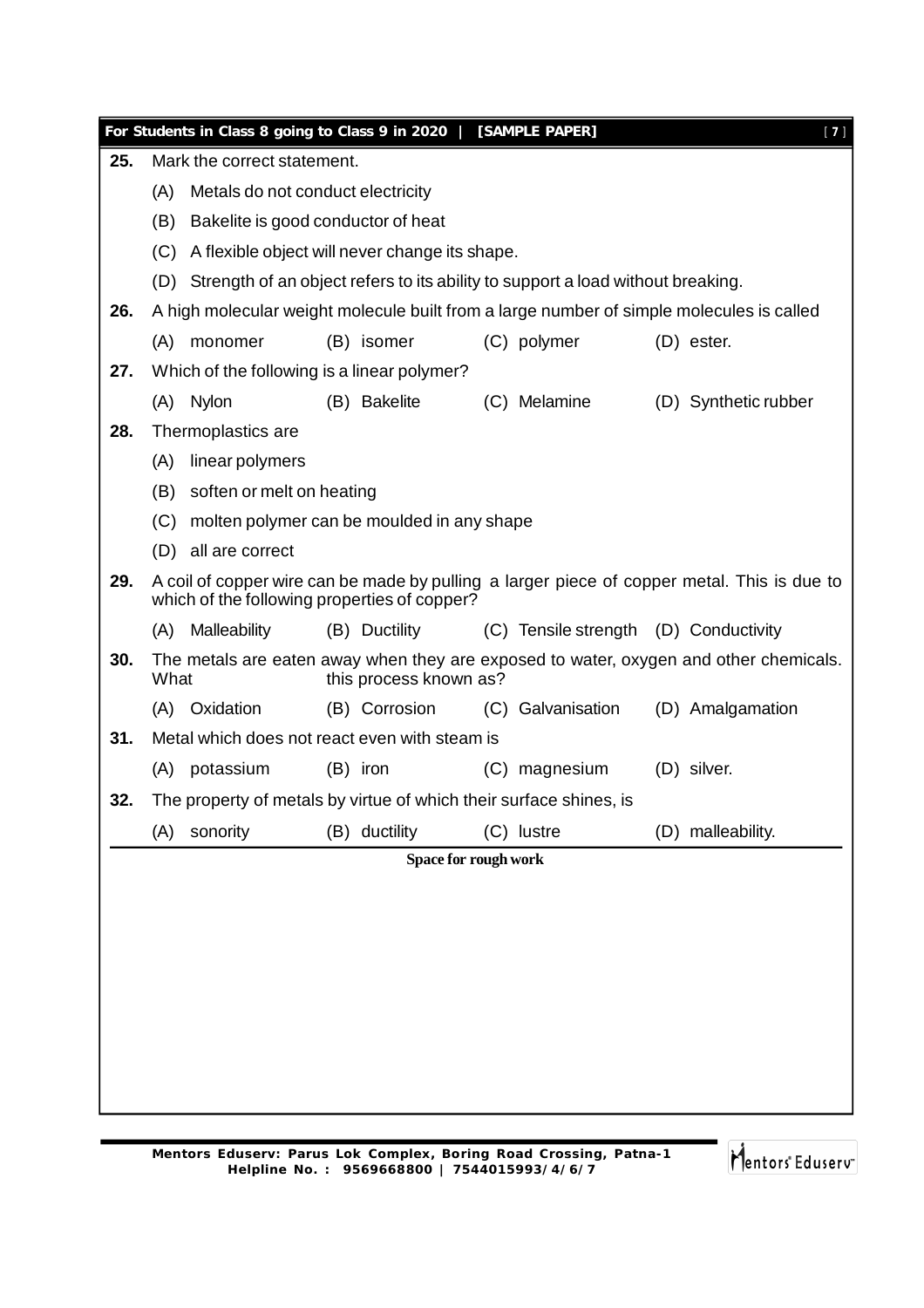**25.** Mark the correct statement.

(A) Metals do not conduct electricity

(B) Bakelite is good conductor of heat

(C) A flexible object will never change its shape.

(D) Strength of an object refers to its ability to support a load without breaking.

**26.** A high molecular weight molecule built from a large number of simple molecules is called

(A) monomer (B) isomer (C) polymer (D) ester.

**27.** Which of the following is a linear polymer?

(A) Nylon (B) Bakelite (C) Melamine (D) Synthetic rubber

**28.** Thermoplastics are

(A) linear polymers

(B) soften or melt on heating

(C) molten polymer can be moulded in any shape

(D) all are correct

**29.** A coil of copper wire can be made by pulling a larger piece of copper metal. This is due to which of the following properties of copper?

(A) Malleability (B) Ductility (C) Tensile strength (D) Conductivity

**30.** The metals are eaten away when they are exposed to water, oxygen and other chemicals. What this process known as?

(A) Oxidation (B) Corrosion (C) Galvanisation (D) Amalgamation

**31.** Metal which does not react even with steam is

(A) potassium (B) iron (C) magnesium (D) silver.

**32.** The property of metals by virtue of which their surface shines, is

(A) sonority (B) ductility (C) lustre (D) malleability.

**Space for rough work**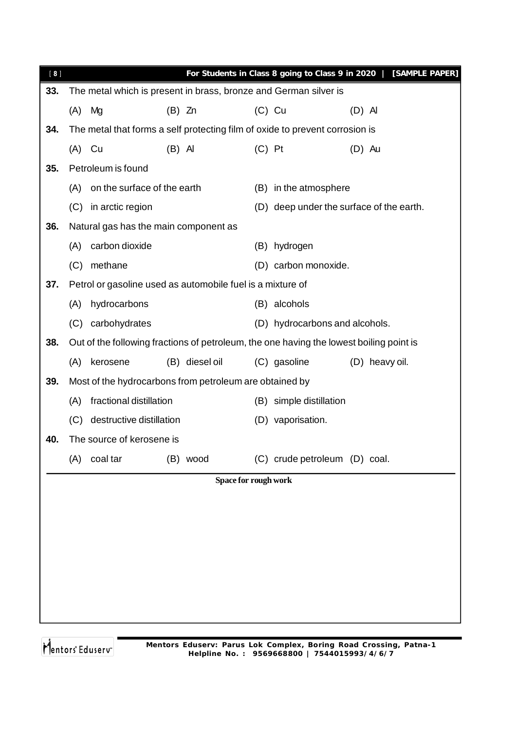**33.** The metal which is present in brass, bronze and German silver is

(A) Mg (B) Zn (C) Cu (D) Al

**34.** The metal that forms a self protecting film of oxide to prevent corrosion is

(A) Cu (B) Al (C) Pt (D) Au

**35.** Petroleum is found

(A) on the surface of the earth
(B) in the atmosphere
(C) in arctic region
(D) deep under the surface of the earth.

**36.** Natural gas has the main component as

(A) carbon dioxide
(B) hydrogen
(C) methane
(D) carbon monoxide.

**37.** Petrol or gasoline used as automobile fuel is a mixture of

(A) hydrocarbons
(B) alcohols
(C) carbohydrates
(D) hydrocarbons and alcohols.

**38.** Out of the following fractions of petroleum, the one having the lowest boiling point is

(A) kerosene (B) diesel oil (C) gasoline (D) heavy oil.

**39.** Most of the hydrocarbons from petroleum are obtained by

(A) fractional distillation
(B) simple distillation
(C) destructive distillation
(D) vaporisation.

**40.** The source of kerosene is

(A) coal tar (B) wood (C) crude petroleum (D) coal.

**Space for rough work**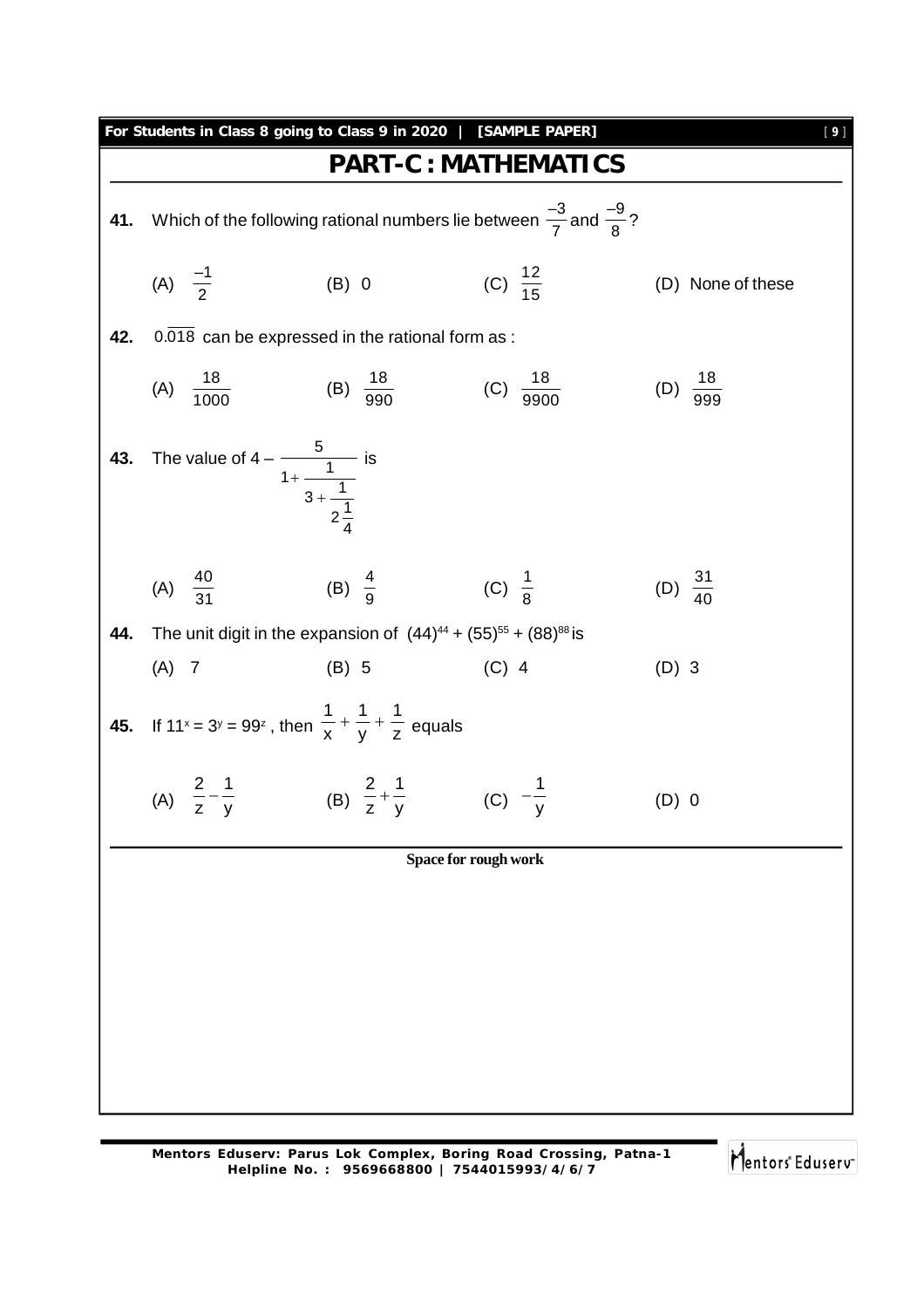## PART-C : MATHEMATICS

**41.** Which of the following rational numbers lie between $\frac{-3}{7}$ and $\frac{-9}{8}$?

(A) $\frac{-1}{2}$ (B) 0 (C) $\frac{12}{15}$ (D) None of these

**42.** $0.\overline{018}$ can be expressed in the rational form as :

(A) $\frac{18}{1000}$ (B) $\frac{18}{990}$ (C) $\frac{18}{9900}$ (D) $\frac{18}{999}$

**43.** The value of $4 - \cfrac{5}{1+\cfrac{1}{3+\cfrac{1}{2\frac{1}{4}}}}$ is

(A) $\frac{40}{31}$ (B) $\frac{4}{9}$ (C) $\frac{1}{8}$ (D) $\frac{31}{40}$

**44.** The unit digit in the expansion of $(44)^{44} + (55)^{55} + (88)^{88}$ is

(A) 7 (B) 5 (C) 4 (D) 3

**45.** If $11^x = 3^y = 99^z$, then $\frac{1}{x} + \frac{1}{y} + \frac{1}{z}$ equals

(A) $\frac{2}{z} - \frac{1}{y}$ (B) $\frac{2}{z} + \frac{1}{y}$ (C) $-\frac{1}{y}$ (D) 0

**Space for rough work**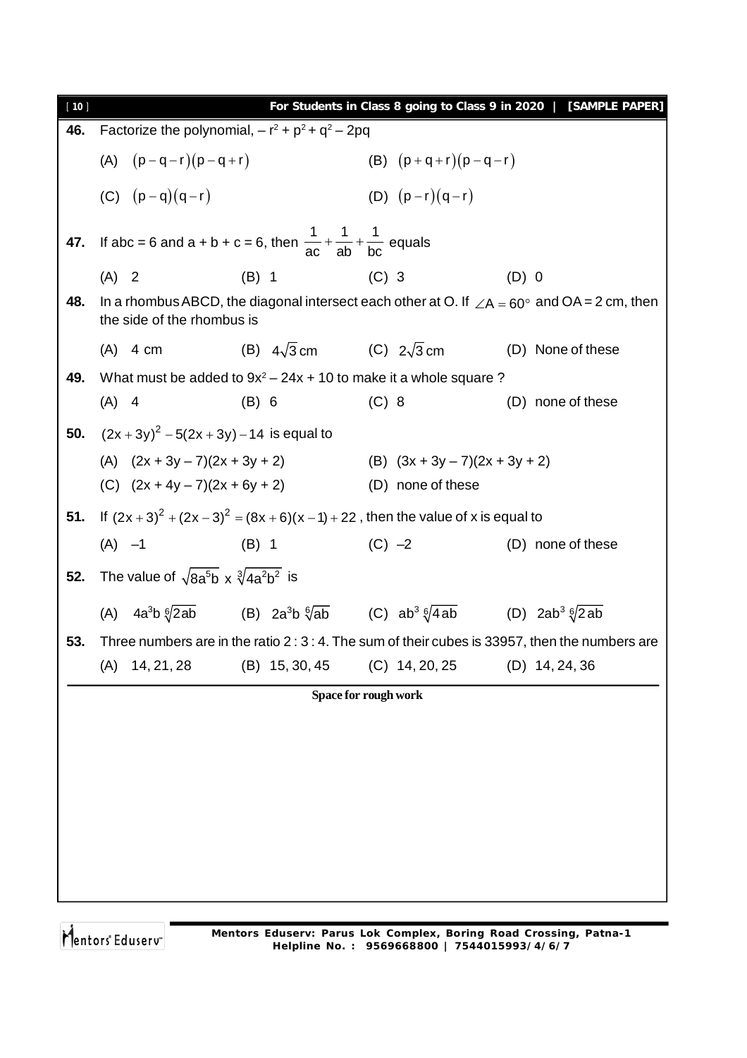**46.** Factorize the polynomial, $-r^2 + p^2 + q^2 - 2pq$

(A) $(p-q-r)(p-q+r)$ (B) $(p+q+r)(p-q-r)$

(C) $(p-q)(q-r)$ (D) $(p-r)(q-r)$

**47.** If abc = 6 and a + b + c = 6, then $\frac{1}{ac}+\frac{1}{ab}+\frac{1}{bc}$ equals

(A) 2 (B) 1 (C) 3 (D) 0

**48.** In a rhombus ABCD, the diagonal intersect each other at O. If $\angle A = 60^\circ$ and OA = 2 cm, then the side of the rhombus is

(A) 4 cm (B) $4\sqrt{3}$ cm (C) $2\sqrt{3}$ cm (D) None of these

**49.** What must be added to $9x^2 - 24x + 10$ to make it a whole square ?

(A) 4 (B) 6 (C) 8 (D) none of these

**50.** $(2x+3y)^2 - 5(2x+3y) - 14$ is equal to

(A) $(2x + 3y - 7)(2x + 3y + 2)$ (B) $(3x + 3y - 7)(2x + 3y + 2)$

(C) $(2x + 4y - 7)(2x + 6y + 2)$ (D) none of these

**51.** If $(2x+3)^2 + (2x-3)^2 = (8x+6)(x-1)+22$, then the value of x is equal to

(A) $-1$ (B) 1 (C) $-2$ (D) none of these

**52.** The value of $\sqrt{8a^5b} \times \sqrt[3]{4a^2b^2}$ is

(A) $4a^3b\sqrt[6]{2ab}$ (B) $2a^3b\sqrt[6]{ab}$ (C) $ab^3\sqrt[6]{4ab}$ (D) $2ab^3\sqrt[6]{2ab}$

**53.** Three numbers are in the ratio 2 : 3 : 4. The sum of their cubes is 33957, then the numbers are

(A) 14, 21, 28 (B) 15, 30, 45 (C) 14, 20, 25 (D) 14, 24, 36

**Space for rough work**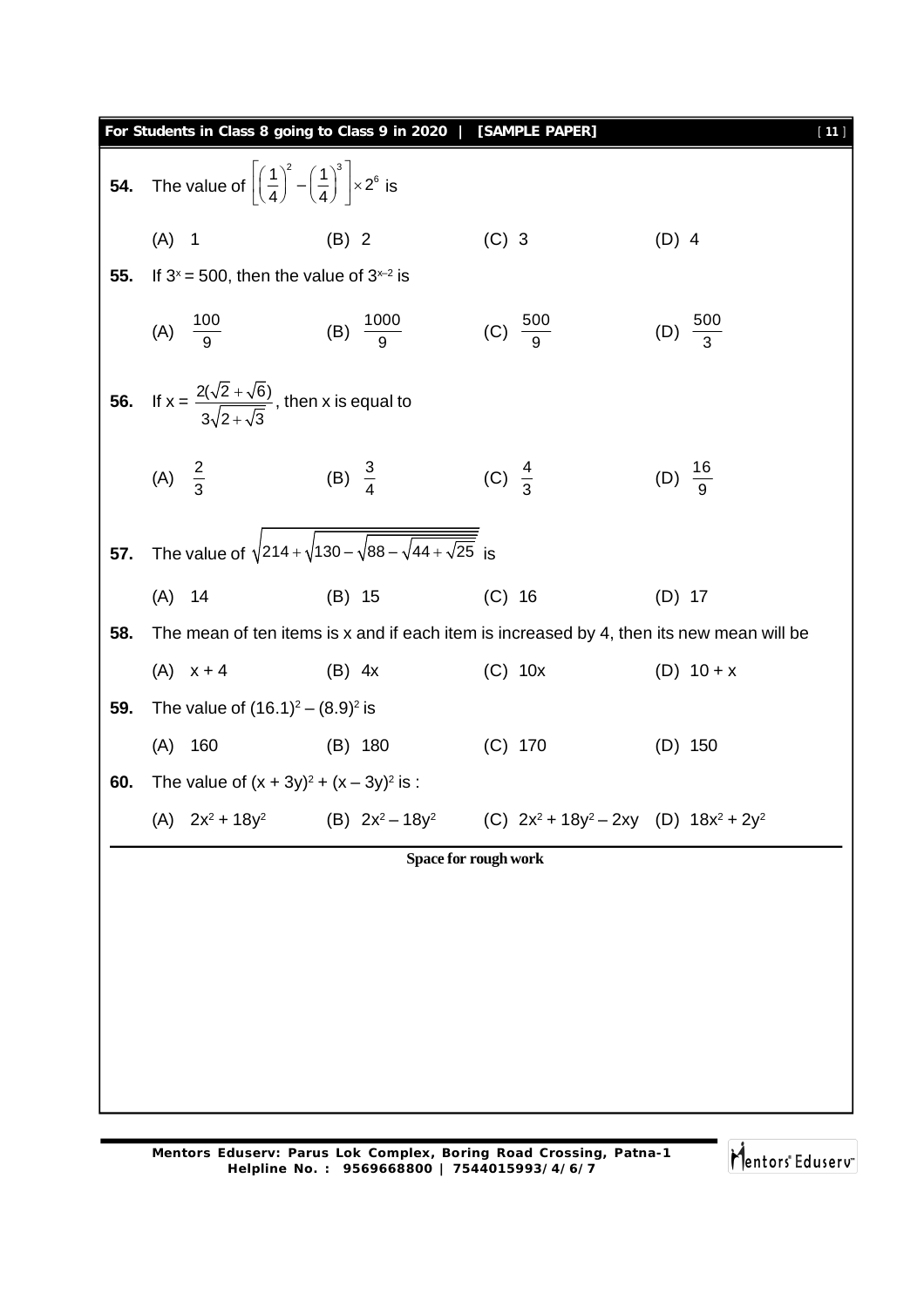**54.** The value of $\left[\left(\frac{1}{4}\right)^2 - \left(\frac{1}{4}\right)^3\right] \times 2^6$ is

(A) 1 (B) 2 (C) 3 (D) 4

**55.** If $3^x = 500$, then the value of $3^{x-2}$ is

(A) $\frac{100}{9}$ (B) $\frac{1000}{9}$ (C) $\frac{500}{9}$ (D) $\frac{500}{3}$

**56.** If $x = \frac{2(\sqrt{2}+\sqrt{6})}{3\sqrt{2+\sqrt{3}}}$, then x is equal to

(A) $\frac{2}{3}$ (B) $\frac{3}{4}$ (C) $\frac{4}{3}$ (D) $\frac{16}{9}$

**57.** The value of $\sqrt{214+\sqrt{130-\sqrt{88-\sqrt{44+\sqrt{25}}}}}$ is

(A) 14 (B) 15 (C) 16 (D) 17

**58.** The mean of ten items is x and if each item is increased by 4, then its new mean will be

(A) x + 4 (B) 4x (C) 10x (D) 10 + x

**59.** The value of $(16.1)^2 - (8.9)^2$ is

(A) 160 (B) 180 (C) 170 (D) 150

**60.** The value of $(x + 3y)^2 + (x - 3y)^2$ is :

(A) $2x^2 + 18y^2$ (B) $2x^2 - 18y^2$ (C) $2x^2 + 18y^2 - 2xy$ (D) $18x^2 + 2y^2$

**Space for rough work**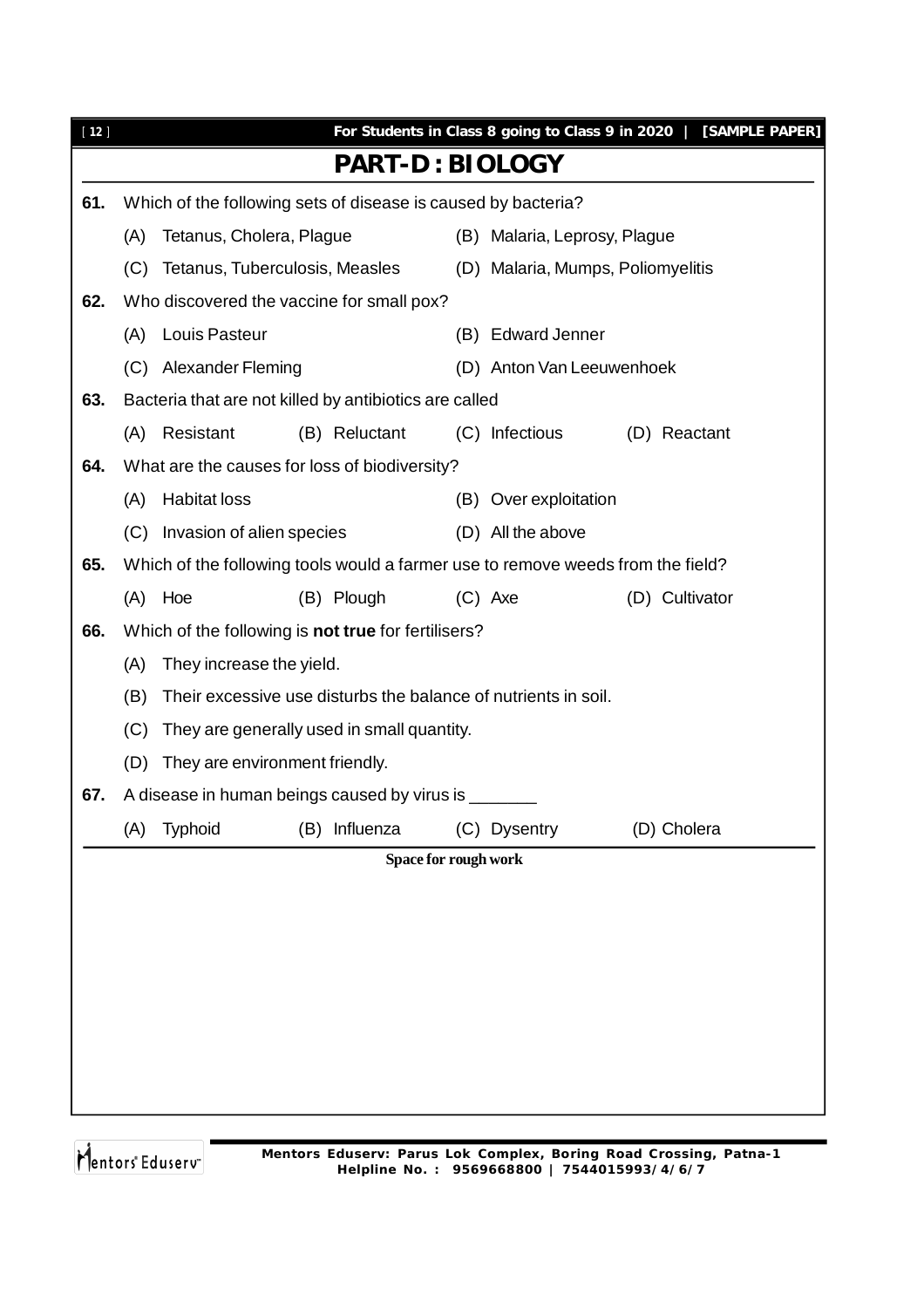# PART-D : BIOLOGY

**61.** Which of the following sets of disease is caused by bacteria?

(A) Tetanus, Cholera, Plague
(B) Malaria, Leprosy, Plague
(C) Tetanus, Tuberculosis, Measles
(D) Malaria, Mumps, Poliomyelitis

**62.** Who discovered the vaccine for small pox?

(A) Louis Pasteur
(B) Edward Jenner
(C) Alexander Fleming
(D) Anton Van Leeuwenhoek

**63.** Bacteria that are not killed by antibiotics are called

(A) Resistant
(B) Reluctant
(C) Infectious
(D) Reactant

**64.** What are the causes for loss of biodiversity?

(A) Habitat loss
(B) Over exploitation
(C) Invasion of alien species
(D) All the above

**65.** Which of the following tools would a farmer use to remove weeds from the field?

(A) Hoe
(B) Plough
(C) Axe
(D) Cultivator

**66.** Which of the following is **not true** for fertilisers?

(A) They increase the yield.
(B) Their excessive use disturbs the balance of nutrients in soil.
(C) They are generally used in small quantity.
(D) They are environment friendly.

**67.** A disease in human beings caused by virus is _______

(A) Typhoid
(B) Influenza
(C) Dysentry
(D) Cholera

**Space for rough work**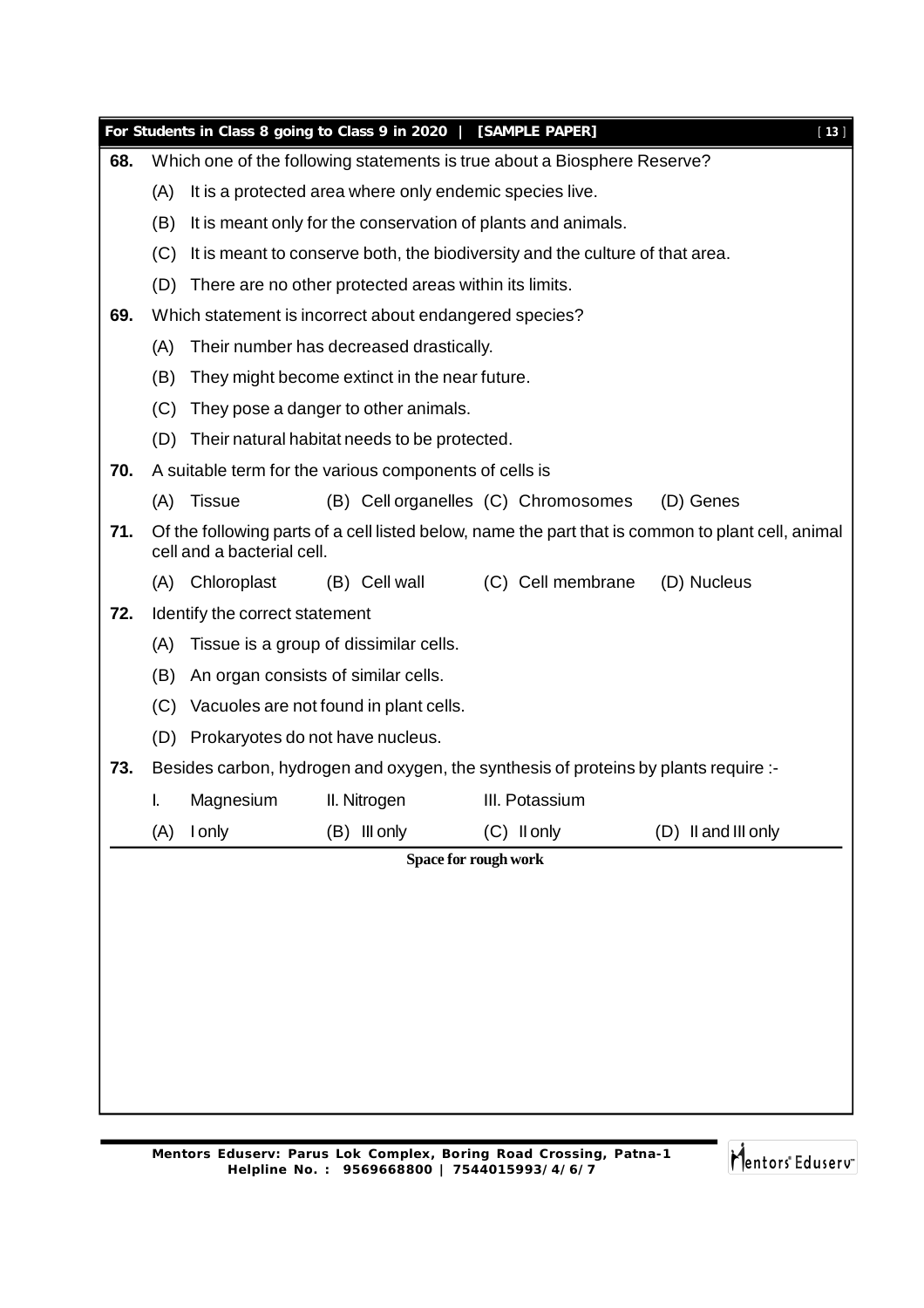**68.** Which one of the following statements is true about a Biosphere Reserve?

(A) It is a protected area where only endemic species live.

(B) It is meant only for the conservation of plants and animals.

(C) It is meant to conserve both, the biodiversity and the culture of that area.

(D) There are no other protected areas within its limits.

**69.** Which statement is incorrect about endangered species?

(A) Their number has decreased drastically.

(B) They might become extinct in the near future.

(C) They pose a danger to other animals.

(D) Their natural habitat needs to be protected.

**70.** A suitable term for the various components of cells is

(A) Tissue (B) Cell organelles (C) Chromosomes (D) Genes

**71.** Of the following parts of a cell listed below, name the part that is common to plant cell, animal cell and a bacterial cell.

(A) Chloroplast (B) Cell wall (C) Cell membrane (D) Nucleus

**72.** Identify the correct statement

(A) Tissue is a group of dissimilar cells.

(B) An organ consists of similar cells.

(C) Vacuoles are not found in plant cells.

(D) Prokaryotes do not have nucleus.

**73.** Besides carbon, hydrogen and oxygen, the synthesis of proteins by plants require :-

I. Magnesium II. Nitrogen III. Potassium

(A) I only (B) III only (C) II only (D) II and III only

**Space for rough work**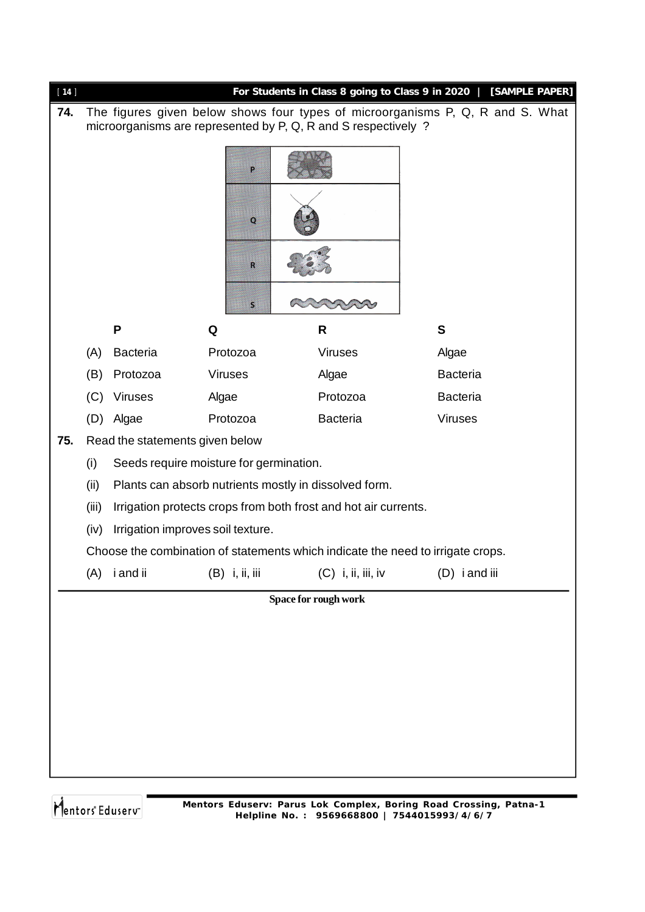**74.** The figures given below shows four types of microorganisms P, Q, R and S. What microorganisms are represented by P, Q, R and S respectively ?

| | P | Q | R | S |
|---|---|---|---|---|
| (A) | Bacteria | Protozoa | Viruses | Algae |
| (B) | Protozoa | Viruses | Algae | Bacteria |
| (C) | Viruses | Algae | Protozoa | Bacteria |
| (D) | Algae | Protozoa | Bacteria | Viruses |

**75.** Read the statements given below

(i) Seeds require moisture for germination.

(ii) Plants can absorb nutrients mostly in dissolved form.

(iii) Irrigation protects crops from both frost and hot air currents.

(iv) Irrigation improves soil texture.

Choose the combination of statements which indicate the need to irrigate crops.

(A) i and ii (B) i, ii, iii (C) i, ii, iii, iv (D) i and iii

Space for rough work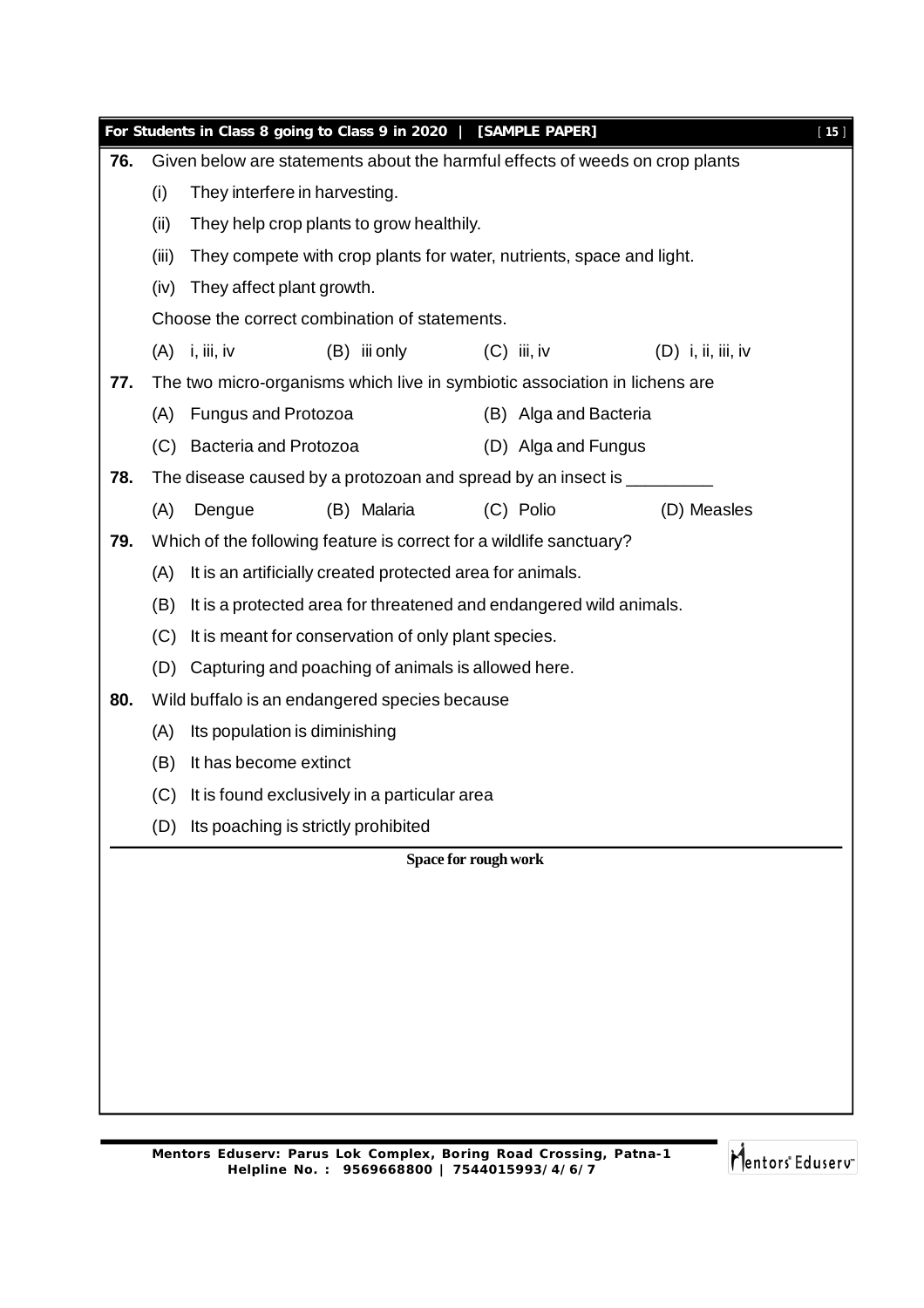**76.** Given below are statements about the harmful effects of weeds on crop plants

(i) They interfere in harvesting.

(ii) They help crop plants to grow healthily.

(iii) They compete with crop plants for water, nutrients, space and light.

(iv) They affect plant growth.

Choose the correct combination of statements.

(A) i, iii, iv (B) iii only (C) iii, iv (D) i, ii, iii, iv

**77.** The two micro-organisms which live in symbiotic association in lichens are

(A) Fungus and Protozoa (B) Alga and Bacteria

(C) Bacteria and Protozoa (D) Alga and Fungus

**78.** The disease caused by a protozoan and spread by an insect is _________

(A) Dengue (B) Malaria (C) Polio (D) Measles

**79.** Which of the following feature is correct for a wildlife sanctuary?

(A) It is an artificially created protected area for animals.

(B) It is a protected area for threatened and endangered wild animals.

(C) It is meant for conservation of only plant species.

(D) Capturing and poaching of animals is allowed here.

**80.** Wild buffalo is an endangered species because

(A) Its population is diminishing

(B) It has become extinct

(C) It is found exclusively in a particular area

(D) Its poaching is strictly prohibited

**Space for rough work**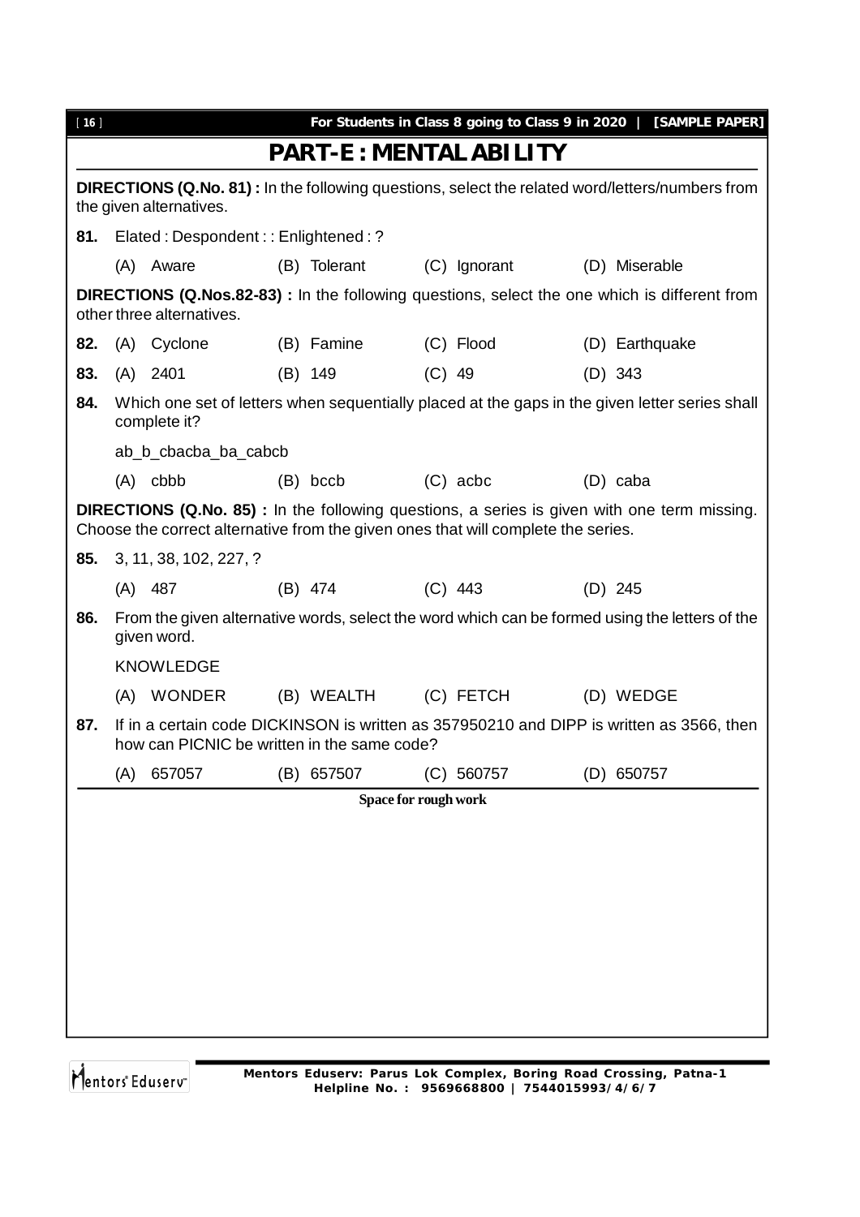## PART-E : MENTAL ABILITY

**DIRECTIONS (Q.No. 81) :** In the following questions, select the related word/letters/numbers from the given alternatives.

**81.** Elated : Despondent : : Enlightened : ?

(A) Aware (B) Tolerant (C) Ignorant (D) Miserable

**DIRECTIONS (Q.Nos.82-83) :** In the following questions, select the one which is different from other three alternatives.

**82.** (A) Cyclone (B) Famine (C) Flood (D) Earthquake

**83.** (A) 2401 (B) 149 (C) 49 (D) 343

**84.** Which one set of letters when sequentially placed at the gaps in the given letter series shall complete it?

ab_b_cbacba_ba_cabcb

(A) cbbb (B) bccb (C) acbc (D) caba

**DIRECTIONS (Q.No. 85) :** In the following questions, a series is given with one term missing. Choose the correct alternative from the given ones that will complete the series.

**85.** 3, 11, 38, 102, 227, ?

(A) 487 (B) 474 (C) 443 (D) 245

**86.** From the given alternative words, select the word which can be formed using the letters of the given word.

KNOWLEDGE

(A) WONDER (B) WEALTH (C) FETCH (D) WEDGE

**87.** If in a certain code DICKINSON is written as 357950210 and DIPP is written as 3566, then how can PICNIC be written in the same code?

(A) 657057 (B) 657507 (C) 560757 (D) 650757

Space for rough work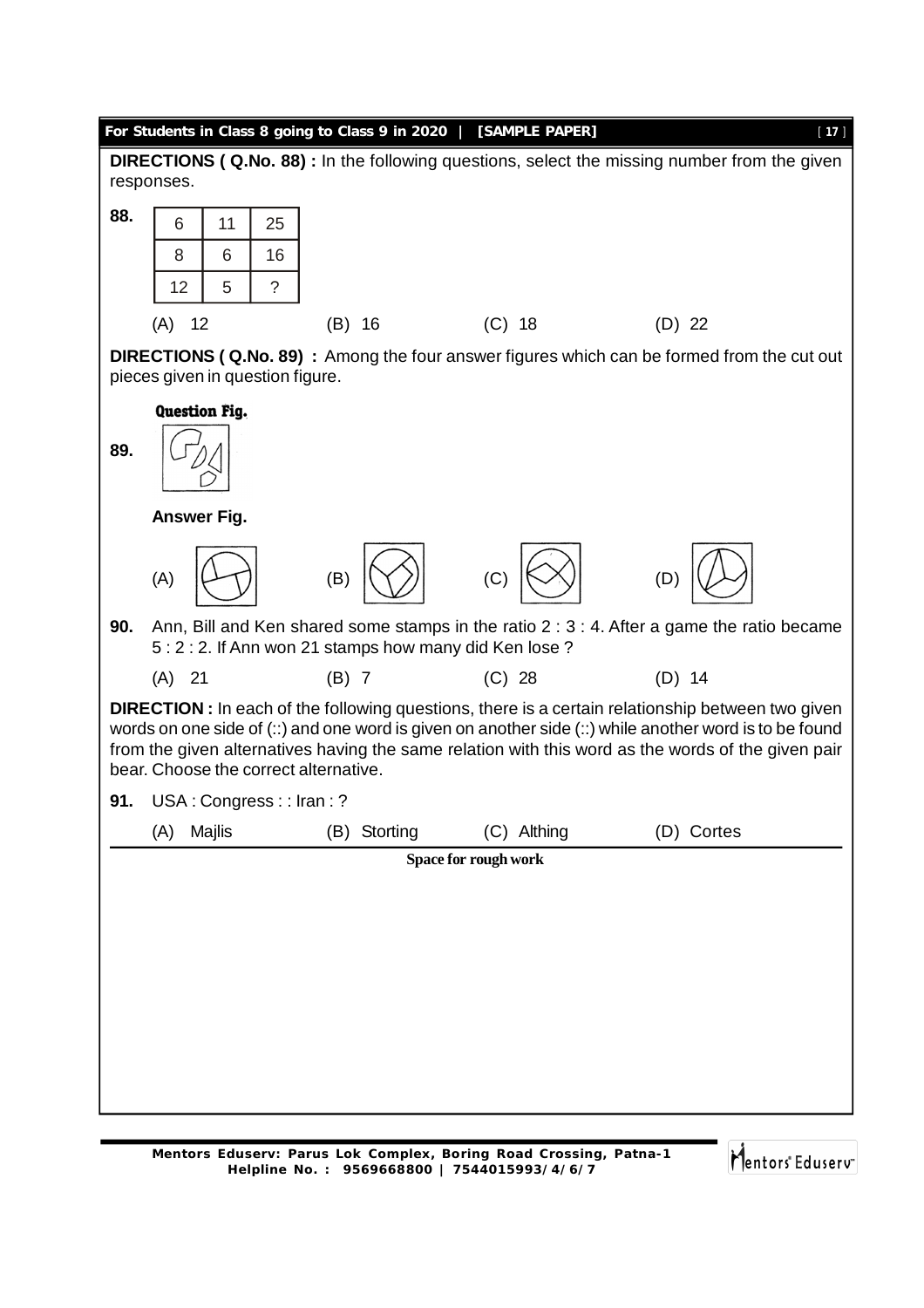**DIRECTIONS ( Q.No. 88) :** In the following questions, select the missing number from the given responses.

**88.**

| 6 | 11 | 25 |
|---|---|---|
| 8 | 6 | 16 |
| 12 | 5 | ? |

(A) 12 (B) 16 (C) 18 (D) 22

**DIRECTIONS ( Q.No. 89) :** Among the four answer figures which can be formed from the cut out pieces given in question figure.

**89.** **Question Fig.**

**Answer Fig.**

(A) (B) (C) (D)

**90.** Ann, Bill and Ken shared some stamps in the ratio 2 : 3 : 4. After a game the ratio became 5 : 2 : 2. If Ann won 21 stamps how many did Ken lose ?

(A) 21 (B) 7 (C) 28 (D) 14

**DIRECTION :** In each of the following questions, there is a certain relationship between two given words on one side of (::) and one word is given on another side (::) while another word is to be found from the given alternatives having the same relation with this word as the words of the given pair bear. Choose the correct alternative.

**91.** USA : Congress : : Iran : ?

(A) Majlis (B) Storting (C) Althing (D) Cortes

**Space for rough work**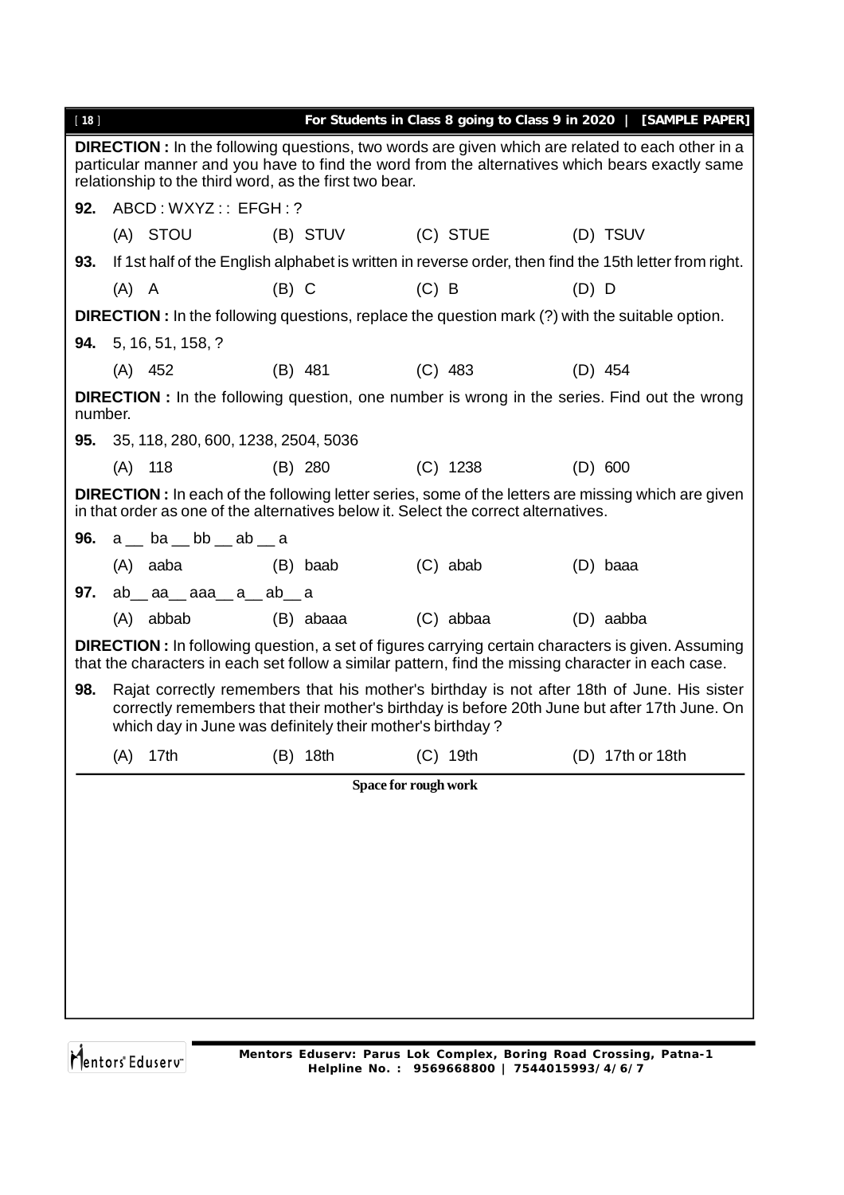**DIRECTION :** In the following questions, two words are given which are related to each other in a particular manner and you have to find the word from the alternatives which bears exactly same relationship to the third word, as the first two bear.

**92.** ABCD : WXYZ : : EFGH : ?

(A) STOU (B) STUV (C) STUE (D) TSUV

**93.** If 1st half of the English alphabet is written in reverse order, then find the 15th letter from right.

(A) A (B) C (C) B (D) D

**DIRECTION :** In the following questions, replace the question mark (?) with the suitable option.

**94.** 5, 16, 51, 158, ?

(A) 452 (B) 481 (C) 483 (D) 454

**DIRECTION :** In the following question, one number is wrong in the series. Find out the wrong number.

**95.** 35, 118, 280, 600, 1238, 2504, 5036

(A) 118 (B) 280 (C) 1238 (D) 600

**DIRECTION :** In each of the following letter series, some of the letters are missing which are given in that order as one of the alternatives below it. Select the correct alternatives.

**96.** a __ ba __ bb __ ab __ a

(A) aaba (B) baab (C) abab (D) baaa

**97.** ab__ aa__ aaa__ a__ ab__ a

(A) abbab (B) abaaa (C) abbaa (D) aabba

**DIRECTION :** In following question, a set of figures carrying certain characters is given. Assuming that the characters in each set follow a similar pattern, find the missing character in each case.

**98.** Rajat correctly remembers that his mother's birthday is not after 18th of June. His sister correctly remembers that their mother's birthday is before 20th June but after 17th June. On which day in June was definitely their mother's birthday ?

(A) 17th (B) 18th (C) 19th (D) 17th or 18th

Space for rough work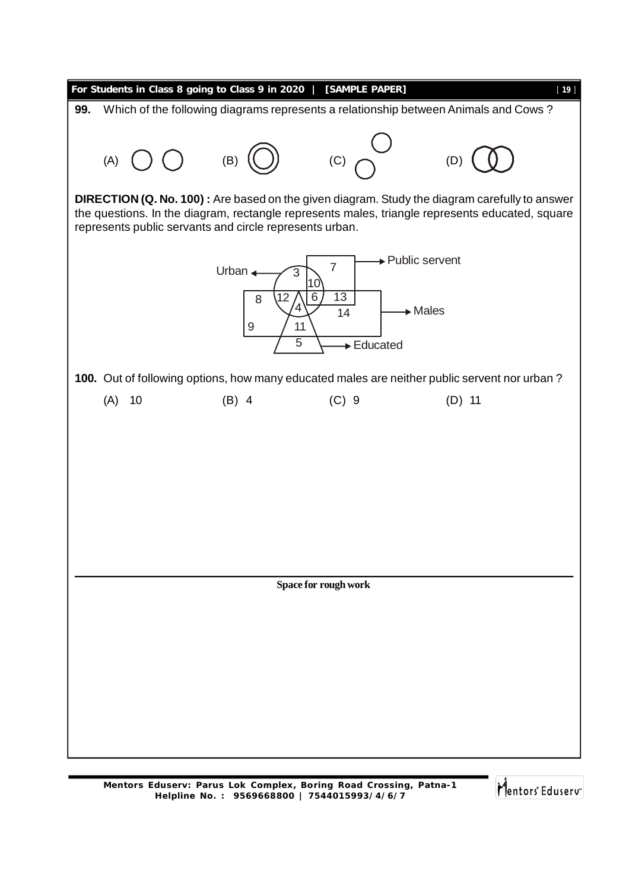**99.** Which of the following diagrams represents a relationship between Animals and Cows ?

(A) (B) (C) (D)

**DIRECTION (Q. No. 100) :** Are based on the given diagram. Study the diagram carefully to answer the questions. In the diagram, rectangle represents males, triangle represents educated, square represents public servants and circle represents urban.

**100.** Out of following options, how many educated males are neither public servent nor urban ?

(A) 10 (B) 4 (C) 9 (D) 11

**Space for rough work**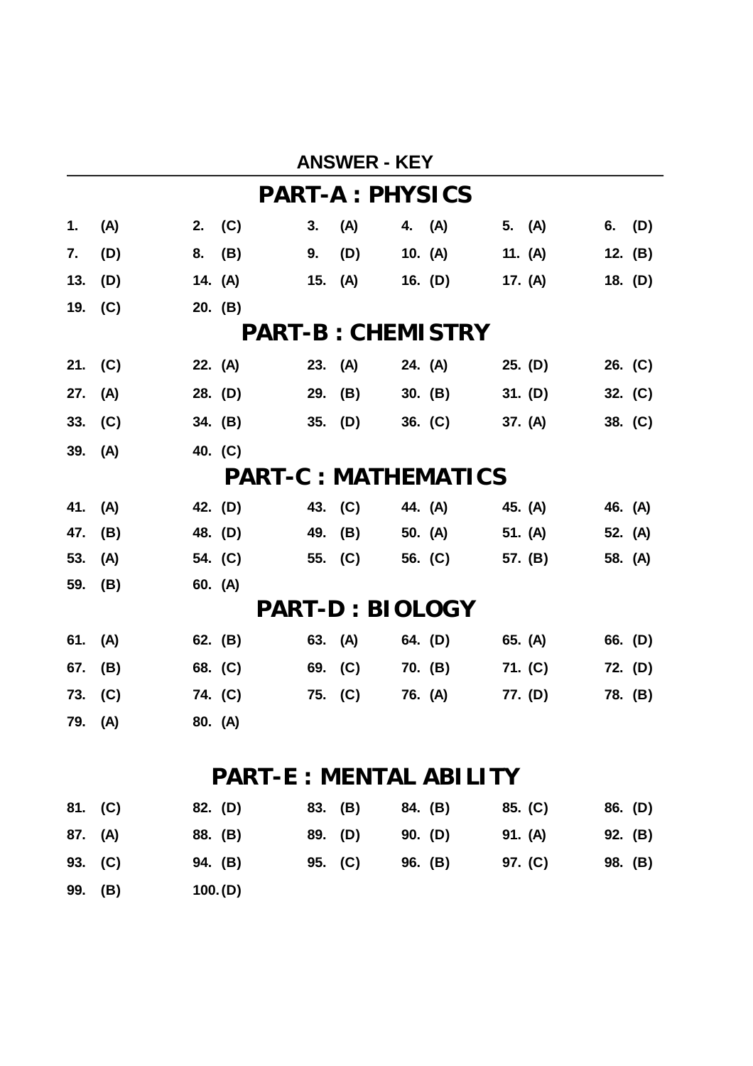# ANSWER - KEY

## PART-A : PHYSICS

| | | | | | |
|---|---|---|---|---|---|
| 1. (A) | 2. (C) | 3. (A) | 4. (A) | 5. (A) | 6. (D) |
| 7. (D) | 8. (B) | 9. (D) | 10. (A) | 11. (A) | 12. (B) |
| 13. (D) | 14. (A) | 15. (A) | 16. (D) | 17. (A) | 18. (D) |
| 19. (C) | 20. (B) | | | | |

## PART-B : CHEMISTRY

| | | | | | |
|---|---|---|---|---|---|
| 21. (C) | 22. (A) | 23. (A) | 24. (A) | 25. (D) | 26. (C) |
| 27. (A) | 28. (D) | 29. (B) | 30. (B) | 31. (D) | 32. (C) |
| 33. (C) | 34. (B) | 35. (D) | 36. (C) | 37. (A) | 38. (C) |
| 39. (A) | 40. (C) | | | | |

## PART-C : MATHEMATICS

| | | | | | |
|---|---|---|---|---|---|
| 41. (A) | 42. (D) | 43. (C) | 44. (A) | 45. (A) | 46. (A) |
| 47. (B) | 48. (D) | 49. (B) | 50. (A) | 51. (A) | 52. (A) |
| 53. (A) | 54. (C) | 55. (C) | 56. (C) | 57. (B) | 58. (A) |
| 59. (B) | 60. (A) | | | | |

## PART-D : BIOLOGY

| | | | | | |
|---|---|---|---|---|---|
| 61. (A) | 62. (B) | 63. (A) | 64. (D) | 65. (A) | 66. (D) |
| 67. (B) | 68. (C) | 69. (C) | 70. (B) | 71. (C) | 72. (D) |
| 73. (C) | 74. (C) | 75. (C) | 76. (A) | 77. (D) | 78. (B) |
| 79. (A) | 80. (A) | | | | |

## PART-E : MENTAL ABILITY

| | | | | | |
|---|---|---|---|---|---|
| 81. (C) | 82. (D) | 83. (B) | 84. (B) | 85. (C) | 86. (D) |
| 87. (A) | 88. (B) | 89. (D) | 90. (D) | 91. (A) | 92. (B) |
| 93. (C) | 94. (B) | 95. (C) | 96. (B) | 97. (C) | 98. (B) |
| 99. (B) | 100. (D) | | | | |